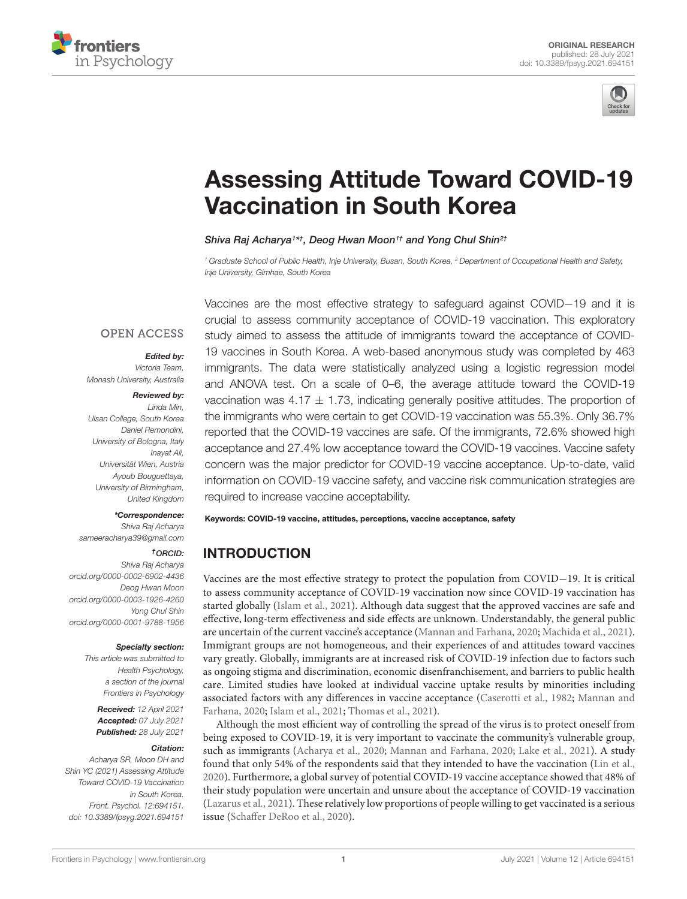ORIGINAL RESEARCH
published: 28 July 2021
doi: 10.3389/fpsyg.2021.694151

# Assessing Attitude Toward COVID-19 Vaccination in South Korea

*Shiva Raj Acharya[1*†], Deog Hwan Moon[1†] and Yong Chul Shin[2†]*

[1] Graduate School of Public Health, Inje University, Busan, South Korea, [2] Department of Occupational Health and Safety, Inje University, Gimhae, South Korea

OPEN ACCESS

***Edited by:***
Victoria Team,
Monash University, Australia

***Reviewed by:***
Linda Min,
Ulsan College, South Korea
Daniel Remondini,
University of Bologna, Italy
Inayat Ali,
Universität Wien, Austria
Ayoub Bouguettaya,
University of Birmingham,
United Kingdom

***\*Correspondence:***
Shiva Raj Acharya
sameeracharya39@gmail.com

***†ORCID:***
Shiva Raj Acharya
orcid.org/0000-0002-6902-4436
Deog Hwan Moon
orcid.org/0000-0003-1926-4260
Yong Chul Shin
orcid.org/0000-0001-9788-1956

***Specialty section:***
This article was submitted to
Health Psychology,
a section of the journal
Frontiers in Psychology

***Received:*** 12 April 2021
***Accepted:*** 07 July 2021
***Published:*** 28 July 2021

***Citation:***
Acharya SR, Moon DH and
Shin YC (2021) Assessing Attitude
Toward COVID-19 Vaccination
in South Korea.
Front. Psychol. 12:694151.
doi: 10.3389/fpsyg.2021.694151

Vaccines are the most effective strategy to safeguard against COVID−19 and it is crucial to assess community acceptance of COVID-19 vaccination. This exploratory study aimed to assess the attitude of immigrants toward the acceptance of COVID-19 vaccines in South Korea. A web-based anonymous study was completed by 463 immigrants. The data were statistically analyzed using a logistic regression model and ANOVA test. On a scale of 0–6, the average attitude toward the COVID-19 vaccination was $4.17 \pm 1.73$, indicating generally positive attitudes. The proportion of the immigrants who were certain to get COVID-19 vaccination was 55.3%. Only 36.7% reported that the COVID-19 vaccines are safe. Of the immigrants, 72.6% showed high acceptance and 27.4% low acceptance toward the COVID-19 vaccines. Vaccine safety concern was the major predictor for COVID-19 vaccine acceptance. Up-to-date, valid information on COVID-19 vaccine safety, and vaccine risk communication strategies are required to increase vaccine acceptability.

**Keywords: COVID-19 vaccine, attitudes, perceptions, vaccine acceptance, safety**

## INTRODUCTION

Vaccines are the most effective strategy to protect the population from COVID−19. It is critical to assess community acceptance of COVID-19 vaccination now since COVID-19 vaccination has started globally (Islam et al., 2021). Although data suggest that the approved vaccines are safe and effective, long-term effectiveness and side effects are unknown. Understandably, the general public are uncertain of the current vaccine's acceptance (Mannan and Farhana, 2020; Machida et al., 2021). Immigrant groups are not homogeneous, and their experiences of and attitudes toward vaccines vary greatly. Globally, immigrants are at increased risk of COVID-19 infection due to factors such as ongoing stigma and discrimination, economic disenfranchisement, and barriers to public health care. Limited studies have looked at individual vaccine uptake results by minorities including associated factors with any differences in vaccine acceptance (Caserotti et al., 1982; Mannan and Farhana, 2020; Islam et al., 2021; Thomas et al., 2021).

Although the most efficient way of controlling the spread of the virus is to protect oneself from being exposed to COVID-19, it is very important to vaccinate the community's vulnerable group, such as immigrants (Acharya et al., 2020; Mannan and Farhana, 2020; Lake et al., 2021). A study found that only 54% of the respondents said that they intended to have the vaccination (Lin et al., 2020). Furthermore, a global survey of potential COVID-19 vaccine acceptance showed that 48% of their study population were uncertain and unsure about the acceptance of COVID-19 vaccination (Lazarus et al., 2021). These relatively low proportions of people willing to get vaccinated is a serious issue (Schaffer DeRoo et al., 2020).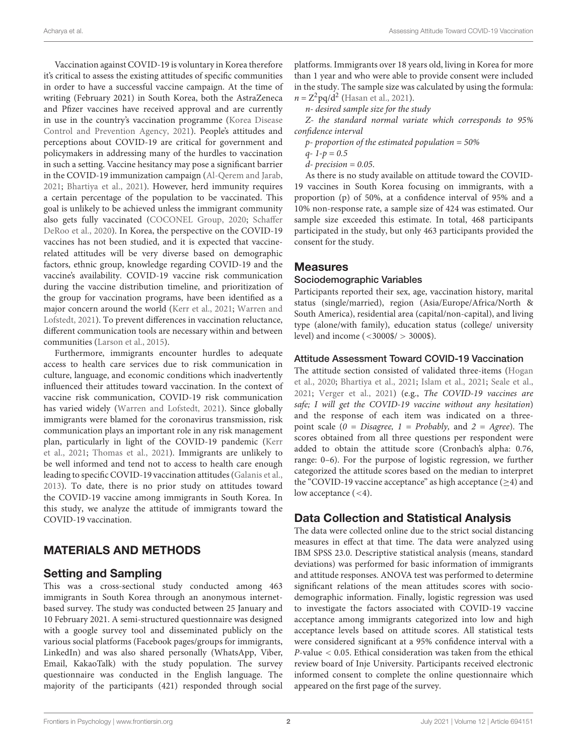Vaccination against COVID-19 is voluntary in Korea therefore it's critical to assess the existing attitudes of specific communities in order to have a successful vaccine campaign. At the time of writing (February 2021) in South Korea, both the AstraZeneca and Pfizer vaccines have received approval and are currently in use in the country's vaccination programme (Korea Disease Control and Prevention Agency, 2021). People's attitudes and perceptions about COVID-19 are critical for government and policymakers in addressing many of the hurdles to vaccination in such a setting. Vaccine hesitancy may pose a significant barrier in the COVID-19 immunization campaign (Al-Qerem and Jarab, 2021; Bhartiya et al., 2021). However, herd immunity requires a certain percentage of the population to be vaccinated. This goal is unlikely to be achieved unless the immigrant community also gets fully vaccinated (COCONEL Group, 2020; Schaffer DeRoo et al., 2020). In Korea, the perspective on the COVID-19 vaccines has not been studied, and it is expected that vaccine-related attitudes will be very diverse based on demographic factors, ethnic group, knowledge regarding COVID-19 and the vaccine's availability. COVID-19 vaccine risk communication during the vaccine distribution timeline, and prioritization of the group for vaccination programs, have been identified as a major concern around the world (Kerr et al., 2021; Warren and Lofstedt, 2021). To prevent differences in vaccination reluctance, different communication tools are necessary within and between communities (Larson et al., 2015).

Furthermore, immigrants encounter hurdles to adequate access to health care services due to risk communication in culture, language, and economic conditions which inadvertently influenced their attitudes toward vaccination. In the context of vaccine risk communication, COVID-19 risk communication has varied widely (Warren and Lofstedt, 2021). Since globally immigrants were blamed for the coronavirus transmission, risk communication plays an important role in any risk management plan, particularly in light of the COVID-19 pandemic (Kerr et al., 2021; Thomas et al., 2021). Immigrants are unlikely to be well informed and tend not to access to health care enough leading to specific COVID-19 vaccination attitudes (Galanis et al., 2013). To date, there is no prior study on attitudes toward the COVID-19 vaccine among immigrants in South Korea. In this study, we analyze the attitude of immigrants toward the COVID-19 vaccination.

## MATERIALS AND METHODS

### Setting and Sampling

This was a cross-sectional study conducted among 463 immigrants in South Korea through an anonymous internet-based survey. The study was conducted between 25 January and 10 February 2021. A semi-structured questionnaire was designed with a google survey tool and disseminated publicly on the various social platforms (Facebook pages/groups for immigrants, LinkedIn) and was also shared personally (WhatsApp, Viber, Email, KakaoTalk) with the study population. The survey questionnaire was conducted in the English language. The majority of the participants (421) responded through social platforms. Immigrants over 18 years old, living in Korea for more than 1 year and who were able to provide consent were included in the study. The sample size was calculated by using the formula: $n = Z^2pq/d^2$ (Hasan et al., 2021).

*n- desired sample size for the study*

*Z- the standard normal variate which corresponds to 95% confidence interval*

*p- proportion of the estimated population = 50%*

*q- 1-p = 0.5*

*d- precision = 0.05.*

As there is no study available on attitude toward the COVID-19 vaccines in South Korea focusing on immigrants, with a proportion (p) of 50%, at a confidence interval of 95% and a 10% non-response rate, a sample size of 424 was estimated. Our sample size exceeded this estimate. In total, 468 participants participated in the study, but only 463 participants provided the consent for the study.

### Measures

#### Sociodemographic Variables

Participants reported their sex, age, vaccination history, marital status (single/married), region (Asia/Europe/Africa/North & South America), residential area (capital/non-capital), and living type (alone/with family), education status (college/ university level) and income (<3000$/ > 3000$).

#### Attitude Assessment Toward COVID-19 Vaccination

The attitude section consisted of validated three-items (Hogan et al., 2020; Bhartiya et al., 2021; Islam et al., 2021; Seale et al., 2021; Verger et al., 2021) (e.g., *The COVID-19 vaccines are safe; I will get the COVID-19 vaccine without any hesitation*) and the response of each item was indicated on a three-point scale (*0 = Disagree, 1 = Probably,* and *2 = Agree*). The scores obtained from all three questions per respondent were added to obtain the attitude score (Cronbach's alpha: 0.76, range: 0–6). For the purpose of logistic regression, we further categorized the attitude scores based on the median to interpret the "COVID-19 vaccine acceptance" as high acceptance (≥4) and low acceptance (<4).

## Data Collection and Statistical Analysis

The data were collected online due to the strict social distancing measures in effect at that time. The data were analyzed using IBM SPSS 23.0. Descriptive statistical analysis (means, standard deviations) was performed for basic information of immigrants and attitude responses. ANOVA test was performed to determine significant relations of the mean attitudes scores with socio-demographic information. Finally, logistic regression was used to investigate the factors associated with COVID-19 vaccine acceptance among immigrants categorized into low and high acceptance levels based on attitude scores. All statistical tests were considered significant at a 95% confidence interval with a $P$-value $< 0.05$. Ethical consideration was taken from the ethical review board of Inje University. Participants received electronic informed consent to complete the online questionnaire which appeared on the first page of the survey.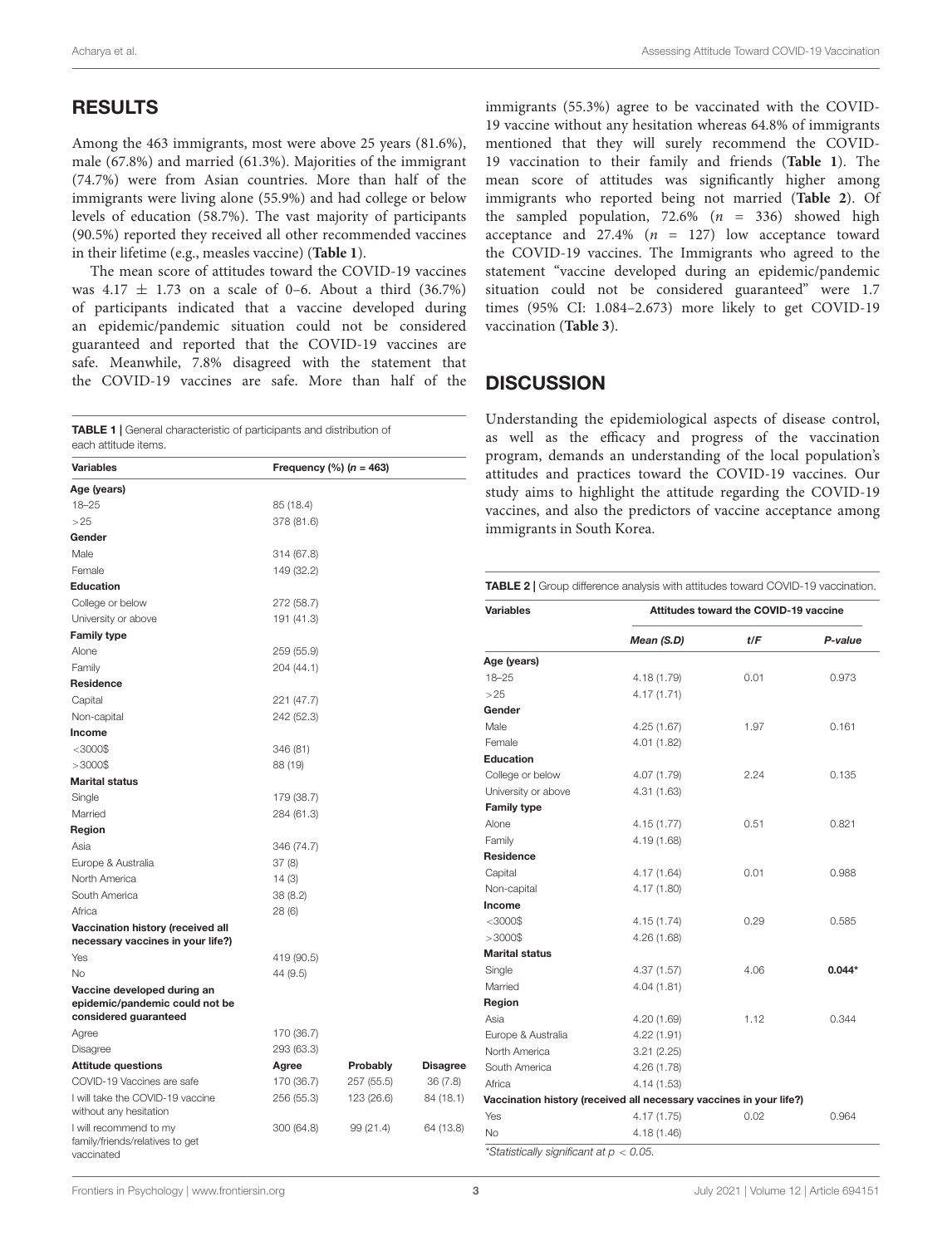## RESULTS

Among the 463 immigrants, most were above 25 years (81.6%), male (67.8%) and married (61.3%). Majorities of the immigrant (74.7%) were from Asian countries. More than half of the immigrants were living alone (55.9%) and had college or below levels of education (58.7%). The vast majority of participants (90.5%) reported they received all other recommended vaccines in their lifetime (e.g., measles vaccine) (**Table 1**).

The mean score of attitudes toward the COVID-19 vaccines was $4.17 \pm 1.73$ on a scale of 0–6. About a third (36.7%) of participants indicated that a vaccine developed during an epidemic/pandemic situation could not be considered guaranteed and reported that the COVID-19 vaccines are safe. Meanwhile, 7.8% disagreed with the statement that the COVID-19 vaccines are safe. More than half of the immigrants (55.3%) agree to be vaccinated with the COVID-19 vaccine without any hesitation whereas 64.8% of immigrants mentioned that they will surely recommend the COVID-19 vaccination to their family and friends (**Table 1**). The mean score of attitudes was significantly higher among immigrants who reported being not married (**Table 2**). Of the sampled population, 72.6% ($n$ = 336) showed high acceptance and 27.4% ($n$ = 127) low acceptance toward the COVID-19 vaccines. The Immigrants who agreed to the statement "vaccine developed during an epidemic/pandemic situation could not be considered guaranteed" were 1.7 times (95% CI: 1.084–2.673) more likely to get COVID-19 vaccination (**Table 3**).

**TABLE 1** | General characteristic of participants and distribution of each attitude items.

| Variables | Frequency (%) ($n$ = 463) | | |
|---|---|---|---|
| **Age (years)** | | | |
| 18–25 | 85 (18.4) | | |
| >25 | 378 (81.6) | | |
| **Gender** | | | |
| Male | 314 (67.8) | | |
| Female | 149 (32.2) | | |
| **Education** | | | |
| College or below | 272 (58.7) | | |
| University or above | 191 (41.3) | | |
| **Family type** | | | |
| Alone | 259 (55.9) | | |
| Family | 204 (44.1) | | |
| **Residence** | | | |
| Capital | 221 (47.7) | | |
| Non-capital | 242 (52.3) | | |
| **Income** | | | |
| <3000$ | 346 (81) | | |
| >3000$ | 88 (19) | | |
| **Marital status** | | | |
| Single | 179 (38.7) | | |
| Married | 284 (61.3) | | |
| **Region** | | | |
| Asia | 346 (74.7) | | |
| Europe & Australia | 37 (8) | | |
| North America | 14 (3) | | |
| South America | 38 (8.2) | | |
| Africa | 28 (6) | | |
| **Vaccination history (received all necessary vaccines in your life?)** | | | |
| Yes | 419 (90.5) | | |
| No | 44 (9.5) | | |
| **Vaccine developed during an epidemic/pandemic could not be considered guaranteed** | | | |
| Agree | 170 (36.7) | | |
| Disagree | 293 (63.3) | | |
| **Attitude questions** | **Agree** | **Probably** | **Disagree** |
| COVID-19 Vaccines are safe | 170 (36.7) | 257 (55.5) | 36 (7.8) |
| I will take the COVID-19 vaccine without any hesitation | 256 (55.3) | 123 (26.6) | 84 (18.1) |
| I will recommend to my family/friends/relatives to get vaccinated | 300 (64.8) | 99 (21.4) | 64 (13.8) |

## DISCUSSION

Understanding the epidemiological aspects of disease control, as well as the efficacy and progress of the vaccination program, demands an understanding of the local population's attitudes and practices toward the COVID-19 vaccines. Our study aims to highlight the attitude regarding the COVID-19 vaccines, and also the predictors of vaccine acceptance among immigrants in South Korea.

**TABLE 2** | Group difference analysis with attitudes toward COVID-19 vaccination.

| Variables | Attitudes toward the COVID-19 vaccine | | |
|---|---|---|---|
| | ***Mean (S.D)*** | ***t/F*** | ***P-value*** |
| **Age (years)** | | | |
| 18–25 | 4.18 (1.79) | 0.01 | 0.973 |
| >25 | 4.17 (1.71) | | |
| **Gender** | | | |
| Male | 4.25 (1.67) | 1.97 | 0.161 |
| Female | 4.01 (1.82) | | |
| **Education** | | | |
| College or below | 4.07 (1.79) | 2.24 | 0.135 |
| University or above | 4.31 (1.63) | | |
| **Family type** | | | |
| Alone | 4.15 (1.77) | 0.51 | 0.821 |
| Family | 4.19 (1.68) | | |
| **Residence** | | | |
| Capital | 4.17 (1.64) | 0.01 | 0.988 |
| Non-capital | 4.17 (1.80) | | |
| **Income** | | | |
| <3000$ | 4.15 (1.74) | 0.29 | 0.585 |
| >3000$ | 4.26 (1.68) | | |
| **Marital status** | | | |
| Single | 4.37 (1.57) | 4.06 | **0.044*** |
| Married | 4.04 (1.81) | | |
| **Region** | | | |
| Asia | 4.20 (1.69) | 1.12 | 0.344 |
| Europe & Australia | 4.22 (1.91) | | |
| North America | 3.21 (2.25) | | |
| South America | 4.26 (1.78) | | |
| Africa | 4.14 (1.53) | | |
| **Vaccination history (received all necessary vaccines in your life?)** | | | |
| Yes | 4.17 (1.75) | 0.02 | 0.964 |
| No | 4.18 (1.46) | | |

*Statistically significant at $p < 0.05$.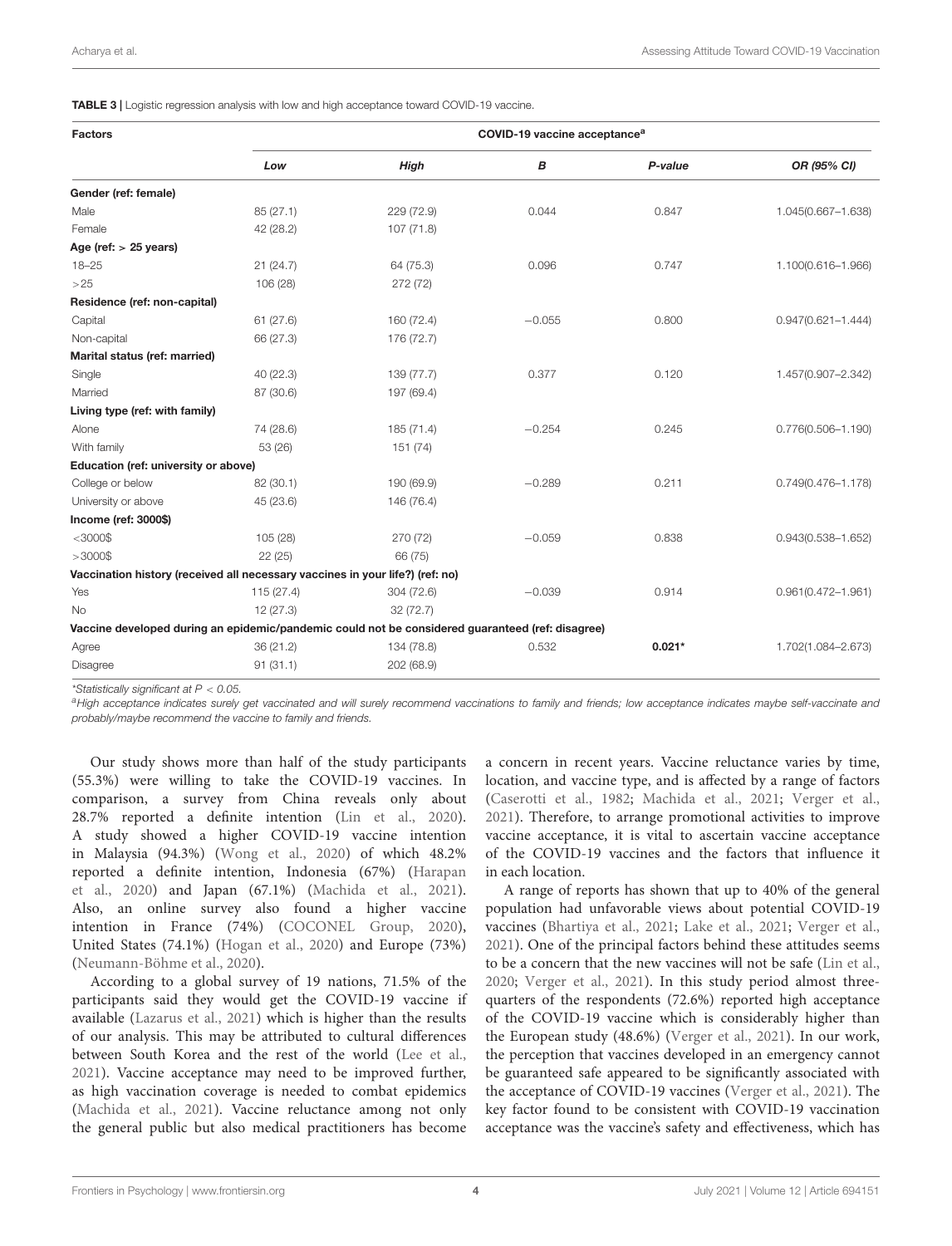**TABLE 3 |** Logistic regression analysis with low and high acceptance toward COVID-19 vaccine.

| Factors | COVID-19 vaccine acceptance[a] | | | | |
|---|---|---|---|---|---|
| | *Low* | *High* | *B* | *P-value* | *OR (95% CI)* |
| **Gender (ref: female)** | | | | | |
| Male | 85 (27.1) | 229 (72.9) | 0.044 | 0.847 | 1.045(0.667–1.638) |
| Female | 42 (28.2) | 107 (71.8) | | | |
| **Age (ref: > 25 years)** | | | | | |
| 18–25 | 21 (24.7) | 64 (75.3) | 0.096 | 0.747 | 1.100(0.616–1.966) |
| >25 | 106 (28) | 272 (72) | | | |
| **Residence (ref: non-capital)** | | | | | |
| Capital | 61 (27.6) | 160 (72.4) | −0.055 | 0.800 | 0.947(0.621–1.444) |
| Non-capital | 66 (27.3) | 176 (72.7) | | | |
| **Marital status (ref: married)** | | | | | |
| Single | 40 (22.3) | 139 (77.7) | 0.377 | 0.120 | 1.457(0.907–2.342) |
| Married | 87 (30.6) | 197 (69.4) | | | |
| **Living type (ref: with family)** | | | | | |
| Alone | 74 (28.6) | 185 (71.4) | −0.254 | 0.245 | 0.776(0.506–1.190) |
| With family | 53 (26) | 151 (74) | | | |
| **Education (ref: university or above)** | | | | | |
| College or below | 82 (30.1) | 190 (69.9) | −0.289 | 0.211 | 0.749(0.476–1.178) |
| University or above | 45 (23.6) | 146 (76.4) | | | |
| **Income (ref: 3000$)** | | | | | |
| <3000$ | 105 (28) | 270 (72) | −0.059 | 0.838 | 0.943(0.538–1.652) |
| >3000$ | 22 (25) | 66 (75) | | | |
| **Vaccination history (received all necessary vaccines in your life?) (ref: no)** | | | | | |
| Yes | 115 (27.4) | 304 (72.6) | −0.039 | 0.914 | 0.961(0.472–1.961) |
| No | 12 (27.3) | 32 (72.7) | | | |
| **Vaccine developed during an epidemic/pandemic could not be considered guaranteed (ref: disagree)** | | | | | |
| Agree | 36 (21.2) | 134 (78.8) | 0.532 | **0.021*** | 1.702(1.084–2.673) |
| Disagree | 91 (31.1) | 202 (68.9) | | | |

*Statistically significant at $P < 0.05$.

[a]High acceptance indicates surely get vaccinated and will surely recommend vaccinations to family and friends; low acceptance indicates maybe self-vaccinate and probably/maybe recommend the vaccine to family and friends.

Our study shows more than half of the study participants (55.3%) were willing to take the COVID-19 vaccines. In comparison, a survey from China reveals only about 28.7% reported a definite intention (Lin et al., 2020). A study showed a higher COVID-19 vaccine intention in Malaysia (94.3%) (Wong et al., 2020) of which 48.2% reported a definite intention, Indonesia (67%) (Harapan et al., 2020) and Japan (67.1%) (Machida et al., 2021). Also, an online survey also found a higher vaccine intention in France (74%) (COCONEL Group, 2020), United States (74.1%) (Hogan et al., 2020) and Europe (73%) (Neumann-Böhme et al., 2020).

According to a global survey of 19 nations, 71.5% of the participants said they would get the COVID-19 vaccine if available (Lazarus et al., 2021) which is higher than the results of our analysis. This may be attributed to cultural differences between South Korea and the rest of the world (Lee et al., 2021). Vaccine acceptance may need to be improved further, as high vaccination coverage is needed to combat epidemics (Machida et al., 2021). Vaccine reluctance among not only the general public but also medical practitioners has become a concern in recent years. Vaccine reluctance varies by time, location, and vaccine type, and is affected by a range of factors (Caserotti et al., 1982; Machida et al., 2021; Verger et al., 2021). Therefore, to arrange promotional activities to improve vaccine acceptance, it is vital to ascertain vaccine acceptance of the COVID-19 vaccines and the factors that influence it in each location.

A range of reports has shown that up to 40% of the general population had unfavorable views about potential COVID-19 vaccines (Bhartiya et al., 2021; Lake et al., 2021; Verger et al., 2021). One of the principal factors behind these attitudes seems to be a concern that the new vaccines will not be safe (Lin et al., 2020; Verger et al., 2021). In this study period almost three-quarters of the respondents (72.6%) reported high acceptance of the COVID-19 vaccine which is considerably higher than the European study (48.6%) (Verger et al., 2021). In our work, the perception that vaccines developed in an emergency cannot be guaranteed safe appeared to be significantly associated with the acceptance of COVID-19 vaccines (Verger et al., 2021). The key factor found to be consistent with COVID-19 vaccination acceptance was the vaccine's safety and effectiveness, which has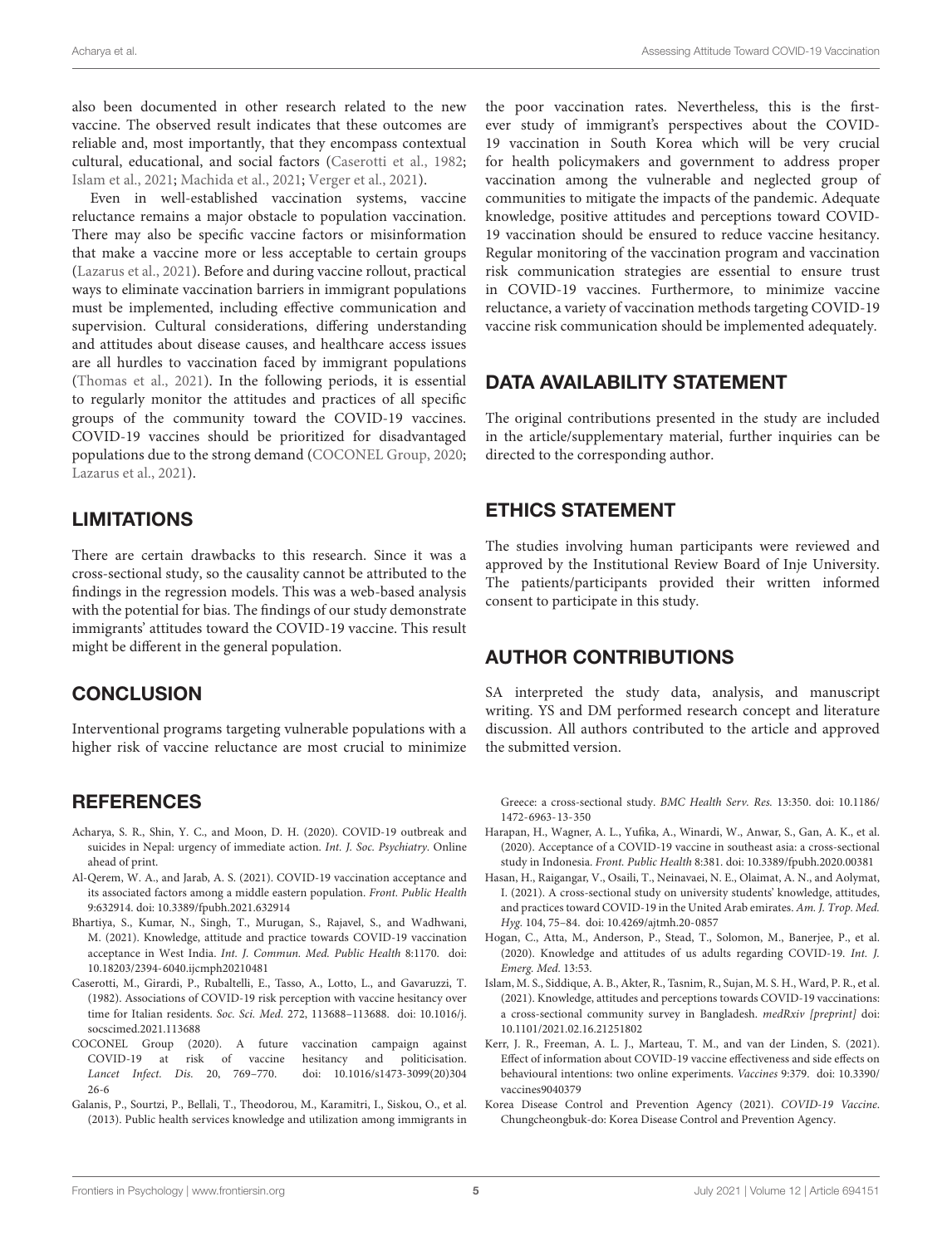also been documented in other research related to the new vaccine. The observed result indicates that these outcomes are reliable and, most importantly, that they encompass contextual cultural, educational, and social factors (Caserotti et al., 1982; Islam et al., 2021; Machida et al., 2021; Verger et al., 2021).

Even in well-established vaccination systems, vaccine reluctance remains a major obstacle to population vaccination. There may also be specific vaccine factors or misinformation that make a vaccine more or less acceptable to certain groups (Lazarus et al., 2021). Before and during vaccine rollout, practical ways to eliminate vaccination barriers in immigrant populations must be implemented, including effective communication and supervision. Cultural considerations, differing understanding and attitudes about disease causes, and healthcare access issues are all hurdles to vaccination faced by immigrant populations (Thomas et al., 2021). In the following periods, it is essential to regularly monitor the attitudes and practices of all specific groups of the community toward the COVID-19 vaccines. COVID-19 vaccines should be prioritized for disadvantaged populations due to the strong demand (COCONEL Group, 2020; Lazarus et al., 2021).

## LIMITATIONS

There are certain drawbacks to this research. Since it was a cross-sectional study, so the causality cannot be attributed to the findings in the regression models. This was a web-based analysis with the potential for bias. The findings of our study demonstrate immigrants' attitudes toward the COVID-19 vaccine. This result might be different in the general population.

## CONCLUSION

Interventional programs targeting vulnerable populations with a higher risk of vaccine reluctance are most crucial to minimize the poor vaccination rates. Nevertheless, this is the first-ever study of immigrant's perspectives about the COVID-19 vaccination in South Korea which will be very crucial for health policymakers and government to address proper vaccination among the vulnerable and neglected group of communities to mitigate the impacts of the pandemic. Adequate knowledge, positive attitudes and perceptions toward COVID-19 vaccination should be ensured to reduce vaccine hesitancy. Regular monitoring of the vaccination program and vaccination risk communication strategies are essential to ensure trust in COVID-19 vaccines. Furthermore, to minimize vaccine reluctance, a variety of vaccination methods targeting COVID-19 vaccine risk communication should be implemented adequately.

## DATA AVAILABILITY STATEMENT

The original contributions presented in the study are included in the article/supplementary material, further inquiries can be directed to the corresponding author.

## ETHICS STATEMENT

The studies involving human participants were reviewed and approved by the Institutional Review Board of Inje University. The patients/participants provided their written informed consent to participate in this study.

## AUTHOR CONTRIBUTIONS

SA interpreted the study data, analysis, and manuscript writing. YS and DM performed research concept and literature discussion. All authors contributed to the article and approved the submitted version.

## REFERENCES

Acharya, S. R., Shin, Y. C., and Moon, D. H. (2020). COVID-19 outbreak and suicides in Nepal: urgency of immediate action. *Int. J. Soc. Psychiatry*. Online ahead of print.

Al-Qerem, W. A., and Jarab, A. S. (2021). COVID-19 vaccination acceptance and its associated factors among a middle eastern population. *Front. Public Health* 9:632914. doi: 10.3389/fpubh.2021.632914

Bhartiya, S., Kumar, N., Singh, T., Murugan, S., Rajavel, S., and Wadhwani, M. (2021). Knowledge, attitude and practice towards COVID-19 vaccination acceptance in West India. *Int. J. Commun. Med. Public Health* 8:1170. doi: 10.18203/2394-6040.ijcmph20210481

Caserotti, M., Girardi, P., Rubaltelli, E., Tasso, A., Lotto, L., and Gavaruzzi, T. (1982). Associations of COVID-19 risk perception with vaccine hesitancy over time for Italian residents. *Soc. Sci. Med.* 272, 113688–113688. doi: 10.1016/j.socscimed.2021.113688

COCONEL Group (2020). A future vaccination campaign against COVID-19 at risk of vaccine hesitancy and politicisation. *Lancet Infect. Dis.* 20, 769–770. doi: 10.1016/s1473-3099(20)30426-6

Galanis, P., Sourtzi, P., Bellali, T., Theodorou, M., Karamitri, I., Siskou, O., et al. (2013). Public health services knowledge and utilization among immigrants in Greece: a cross-sectional study. *BMC Health Serv. Res.* 13:350. doi: 10.1186/1472-6963-13-350

Harapan, H., Wagner, A. L., Yufika, A., Winardi, W., Anwar, S., Gan, A. K., et al. (2020). Acceptance of a COVID-19 vaccine in southeast asia: a cross-sectional study in Indonesia. *Front. Public Health* 8:381. doi: 10.3389/fpubh.2020.00381

Hasan, H., Raigangar, V., Osaili, T., Neinavaei, N. E., Olaimat, A. N., and Aolymat, I. (2021). A cross-sectional study on university students' knowledge, attitudes, and practices toward COVID-19 in the United Arab emirates. *Am. J. Trop. Med. Hyg.* 104, 75–84. doi: 10.4269/ajtmh.20-0857

Hogan, C., Atta, M., Anderson, P., Stead, T., Solomon, M., Banerjee, P., et al. (2020). Knowledge and attitudes of us adults regarding COVID-19. *Int. J. Emerg. Med.* 13:53.

Islam, M. S., Siddique, A. B., Akter, R., Tasnim, R., Sujan, M. S. H., Ward, P. R., et al. (2021). Knowledge, attitudes and perceptions towards COVID-19 vaccinations: a cross-sectional community survey in Bangladesh. *medRxiv [preprint]* doi: 10.1101/2021.02.16.21251802

Kerr, J. R., Freeman, A. L. J., Marteau, T. M., and van der Linden, S. (2021). Effect of information about COVID-19 vaccine effectiveness and side effects on behavioural intentions: two online experiments. *Vaccines* 9:379. doi: 10.3390/vaccines9040379

Korea Disease Control and Prevention Agency (2021). *COVID-19 Vaccine*. Chungcheongbuk-do: Korea Disease Control and Prevention Agency.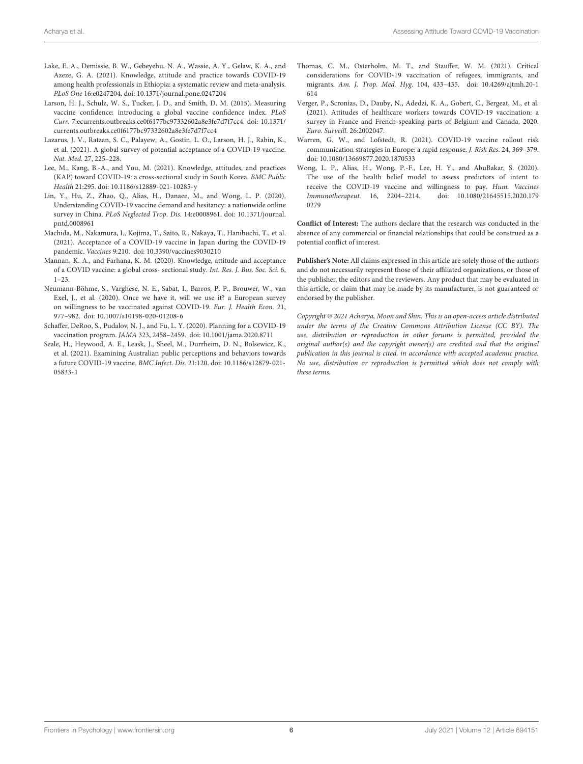Lake, E. A., Demissie, B. W., Gebeyehu, N. A., Wassie, A. Y., Gelaw, K. A., and Azeze, G. A. (2021). Knowledge, attitude and practice towards COVID-19 among health professionals in Ethiopia: a systematic review and meta-analysis. *PLoS One* 16:e0247204. doi: 10.1371/journal.pone.0247204

Larson, H. J., Schulz, W. S., Tucker, J. D., and Smith, D. M. (2015). Measuring vaccine confidence: introducing a global vaccine confidence index. *PLoS Curr.* 7:ecurrents.outbreaks.ce0f6177bc97332602a8e3fe7d7f7cc4. doi: 10.1371/currents.outbreaks.ce0f6177bc97332602a8e3fe7d7f7cc4

Lazarus, J. V., Ratzan, S. C., Palayew, A., Gostin, L. O., Larson, H. J., Rabin, K., et al. (2021). A global survey of potential acceptance of a COVID-19 vaccine. *Nat. Med.* 27, 225–228.

Lee, M., Kang, B.-A., and You, M. (2021). Knowledge, attitudes, and practices (KAP) toward COVID-19: a cross-sectional study in South Korea. *BMC Public Health* 21:295. doi: 10.1186/s12889-021-10285-y

Lin, Y., Hu, Z., Zhao, Q., Alias, H., Danaee, M., and Wong, L. P. (2020). Understanding COVID-19 vaccine demand and hesitancy: a nationwide online survey in China. *PLoS Neglected Trop. Dis.* 14:e0008961. doi: 10.1371/journal.pntd.0008961

Machida, M., Nakamura, I., Kojima, T., Saito, R., Nakaya, T., Hanibuchi, T., et al. (2021). Acceptance of a COVID-19 vaccine in Japan during the COVID-19 pandemic. *Vaccines* 9:210. doi: 10.3390/vaccines9030210

Mannan, K. A., and Farhana, K. M. (2020). Knowledge, attitude and acceptance of a COVID vaccine: a global cross- sectional study. *Int. Res. J. Bus. Soc. Sci.* 6, 1–23.

Neumann-Böhme, S., Varghese, N. E., Sabat, I., Barros, P. P., Brouwer, W., van Exel, J., et al. (2020). Once we have it, will we use it? a European survey on willingness to be vaccinated against COVID-19. *Eur. J. Health Econ.* 21, 977–982. doi: 10.1007/s10198-020-01208-6

Schaffer, DeRoo, S., Pudalov, N. J., and Fu, L. Y. (2020). Planning for a COVID-19 vaccination program. *JAMA* 323, 2458–2459. doi: 10.1001/jama.2020.8711

Seale, H., Heywood, A. E., Leask, J., Sheel, M., Durrheim, D. N., Bolsewicz, K., et al. (2021). Examining Australian public perceptions and behaviors towards a future COVID-19 vaccine. *BMC Infect. Dis.* 21:120. doi: 10.1186/s12879-021-05833-1

Thomas, C. M., Osterholm, M. T., and Stauffer, W. M. (2021). Critical considerations for COVID-19 vaccination of refugees, immigrants, and migrants. *Am. J. Trop. Med. Hyg.* 104, 433–435. doi: 10.4269/ajtmh.20-1614

Verger, P., Scronias, D., Dauby, N., Adedzi, K. A., Gobert, C., Bergeat, M., et al. (2021). Attitudes of healthcare workers towards COVID-19 vaccination: a survey in France and French-speaking parts of Belgium and Canada, 2020. *Euro. Surveill.* 26:2002047.

Warren, G. W., and Lofstedt, R. (2021). COVID-19 vaccine rollout risk communication strategies in Europe: a rapid response. *J. Risk Res.* 24, 369–379. doi: 10.1080/13669877.2020.1870533

Wong, L. P., Alias, H., Wong, P.-F., Lee, H. Y., and AbuBakar, S. (2020). The use of the health belief model to assess predictors of intent to receive the COVID-19 vaccine and willingness to pay. *Hum. Vaccines Immunotherapeut.* 16, 2204–2214. doi: 10.1080/21645515.2020.1790279

**Conflict of Interest:** The authors declare that the research was conducted in the absence of any commercial or financial relationships that could be construed as a potential conflict of interest.

**Publisher's Note:** All claims expressed in this article are solely those of the authors and do not necessarily represent those of their affiliated organizations, or those of the publisher, the editors and the reviewers. Any product that may be evaluated in this article, or claim that may be made by its manufacturer, is not guaranteed or endorsed by the publisher.

*Copyright © 2021 Acharya, Moon and Shin. This is an open-access article distributed under the terms of the Creative Commons Attribution License (CC BY). The use, distribution or reproduction in other forums is permitted, provided the original author(s) and the copyright owner(s) are credited and that the original publication in this journal is cited, in accordance with accepted academic practice. No use, distribution or reproduction is permitted which does not comply with these terms.*